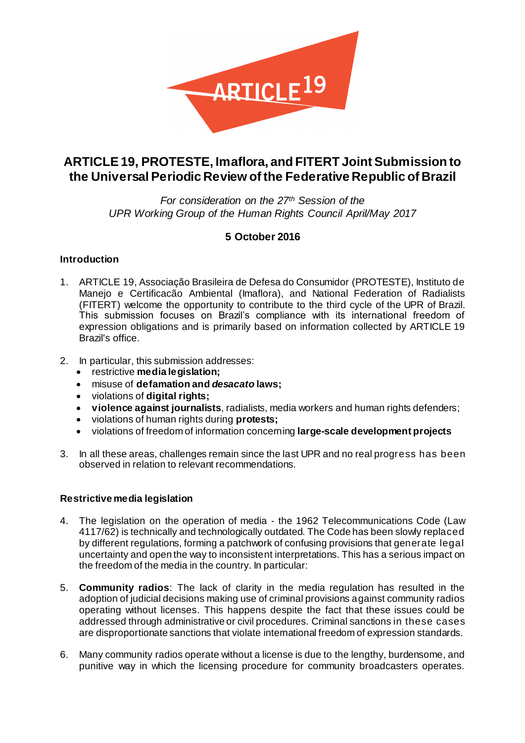# ARTICLE 19, PROTESTE, Imaflora, and FITERT Joint Submission to the Universal Periodic Review of the Federative Republic of Brazil

*For consideration on the 27th Session of the UPR Working Group of the Human Rights Council April/May 2017*

**5 October 2016**

### Introduction

1. ARTICLE 19, Associação Brasileira de Defesa do Consumidor (PROTESTE), Instituto de Manejo e Certificacão Ambiental (Imaflora), and National Federation of Radialists (FITERT) welcome the opportunity to contribute to the third cycle of the UPR of Brazil. This submission focuses on Brazil's compliance with its international freedom of expression obligations and is primarily based on information collected by ARTICLE 19 Brazil's office.

2. In particular, this submission addresses:
   - restrictive **media legislation;**
   - misuse of **defamation and *desacato* laws;**
   - violations of **digital rights;**
   - **violence against journalists**, radialists, media workers and human rights defenders;
   - violations of human rights during **protests;**
   - violations of freedom of information concerning **large-scale development projects**

3. In all these areas, challenges remain since the last UPR and no real progress has been observed in relation to relevant recommendations.

### Restrictive media legislation

4. The legislation on the operation of media - the 1962 Telecommunications Code (Law 4117/62) is technically and technologically outdated. The Code has been slowly replaced by different regulations, forming a patchwork of confusing provisions that generate legal uncertainty and open the way to inconsistent interpretations. This has a serious impact on the freedom of the media in the country. In particular:

5. **Community radios**: The lack of clarity in the media regulation has resulted in the adoption of judicial decisions making use of criminal provisions against community radios operating without licenses. This happens despite the fact that these issues could be addressed through administrative or civil procedures. Criminal sanctions in these cases are disproportionate sanctions that violate international freedom of expression standards.

6. Many community radios operate without a license is due to the lengthy, burdensome, and punitive way in which the licensing procedure for community broadcasters operates.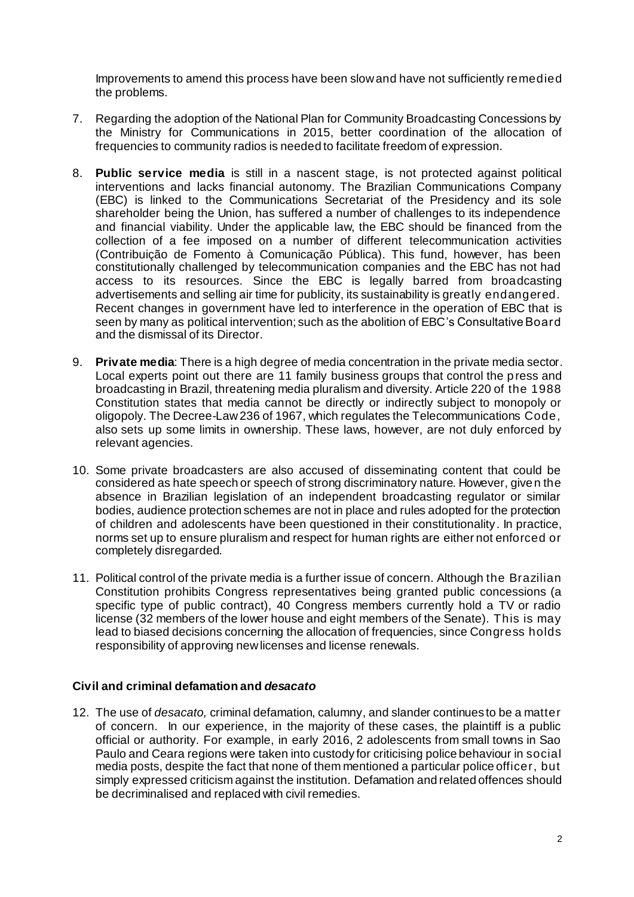Improvements to amend this process have been slow and have not sufficiently remedied the problems.

7. Regarding the adoption of the National Plan for Community Broadcasting Concessions by the Ministry for Communications in 2015, better coordination of the allocation of frequencies to community radios is needed to facilitate freedom of expression.

8. **Public service media** is still in a nascent stage, is not protected against political interventions and lacks financial autonomy. The Brazilian Communications Company (EBC) is linked to the Communications Secretariat of the Presidency and its sole shareholder being the Union, has suffered a number of challenges to its independence and financial viability. Under the applicable law, the EBC should be financed from the collection of a fee imposed on a number of different telecommunication activities (Contribuição de Fomento à Comunicação Pública). This fund, however, has been constitutionally challenged by telecommunication companies and the EBC has not had access to its resources. Since the EBC is legally barred from broadcasting advertisements and selling air time for publicity, its sustainability is greatly endangered. Recent changes in government have led to interference in the operation of EBC that is seen by many as political intervention; such as the abolition of EBC's Consultative Board and the dismissal of its Director.

9. **Private media**: There is a high degree of media concentration in the private media sector. Local experts point out there are 11 family business groups that control the press and broadcasting in Brazil, threatening media pluralism and diversity. Article 220 of the 1988 Constitution states that media cannot be directly or indirectly subject to monopoly or oligopoly. The Decree-Law 236 of 1967, which regulates the Telecommunications Code, also sets up some limits in ownership. These laws, however, are not duly enforced by relevant agencies.

10. Some private broadcasters are also accused of disseminating content that could be considered as hate speech or speech of strong discriminatory nature. However, given the absence in Brazilian legislation of an independent broadcasting regulator or similar bodies, audience protection schemes are not in place and rules adopted for the protection of children and adolescents have been questioned in their constitutionality. In practice, norms set up to ensure pluralism and respect for human rights are either not enforced or completely disregarded.

11. Political control of the private media is a further issue of concern. Although the Brazilian Constitution prohibits Congress representatives being granted public concessions (a specific type of public contract), 40 Congress members currently hold a TV or radio license (32 members of the lower house and eight members of the Senate). This is may lead to biased decisions concerning the allocation of frequencies, since Congress holds responsibility of approving new licenses and license renewals.

### Civil and criminal defamation and *desacato*

12. The use of *desacato,* criminal defamation, calumny, and slander continues to be a matter of concern. In our experience, in the majority of these cases, the plaintiff is a public official or authority. For example, in early 2016, 2 adolescents from small towns in Sao Paulo and Ceara regions were taken into custody for criticising police behaviour in social media posts, despite the fact that none of them mentioned a particular police officer, but simply expressed criticism against the institution. Defamation and related offences should be decriminalised and replaced with civil remedies.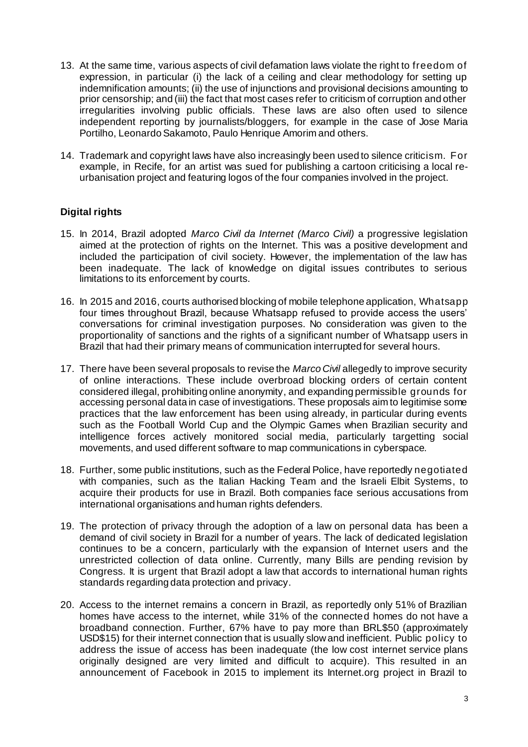13. At the same time, various aspects of civil defamation laws violate the right to freedom of expression, in particular (i) the lack of a ceiling and clear methodology for setting up indemnification amounts; (ii) the use of injunctions and provisional decisions amounting to prior censorship; and (iii) the fact that most cases refer to criticism of corruption and other irregularities involving public officials. These laws are also often used to silence independent reporting by journalists/bloggers, for example in the case of Jose Maria Portilho, Leonardo Sakamoto, Paulo Henrique Amorim and others.

14. Trademark and copyright laws have also increasingly been used to silence criticism. For example, in Recife, for an artist was sued for publishing a cartoon criticising a local re-urbanisation project and featuring logos of the four companies involved in the project.

**Digital rights**

15. In 2014, Brazil adopted *Marco Civil da Internet (Marco Civil)* a progressive legislation aimed at the protection of rights on the Internet. This was a positive development and included the participation of civil society. However, the implementation of the law has been inadequate. The lack of knowledge on digital issues contributes to serious limitations to its enforcement by courts.

16. In 2015 and 2016, courts authorised blocking of mobile telephone application, Whatsapp four times throughout Brazil, because Whatsapp refused to provide access the users' conversations for criminal investigation purposes. No consideration was given to the proportionality of sanctions and the rights of a significant number of Whatsapp users in Brazil that had their primary means of communication interrupted for several hours.

17. There have been several proposals to revise the *Marco Civil* allegedly to improve security of online interactions. These include overbroad blocking orders of certain content considered illegal, prohibiting online anonymity, and expanding permissible grounds for accessing personal data in case of investigations. These proposals aim to legitimise some practices that the law enforcement has been using already, in particular during events such as the Football World Cup and the Olympic Games when Brazilian security and intelligence forces actively monitored social media, particularly targetting social movements, and used different software to map communications in cyberspace.

18. Further, some public institutions, such as the Federal Police, have reportedly negotiated with companies, such as the Italian Hacking Team and the Israeli Elbit Systems, to acquire their products for use in Brazil. Both companies face serious accusations from international organisations and human rights defenders.

19. The protection of privacy through the adoption of a law on personal data has been a demand of civil society in Brazil for a number of years. The lack of dedicated legislation continues to be a concern, particularly with the expansion of Internet users and the unrestricted collection of data online. Currently, many Bills are pending revision by Congress. It is urgent that Brazil adopt a law that accords to international human rights standards regarding data protection and privacy.

20. Access to the internet remains a concern in Brazil, as reportedly only 51% of Brazilian homes have access to the internet, while 31% of the connected homes do not have a broadband connection. Further, 67% have to pay more than BRL$50 (approximately USD$15) for their internet connection that is usually slow and inefficient. Public policy to address the issue of access has been inadequate (the low cost internet service plans originally designed are very limited and difficult to acquire). This resulted in an announcement of Facebook in 2015 to implement its Internet.org project in Brazil to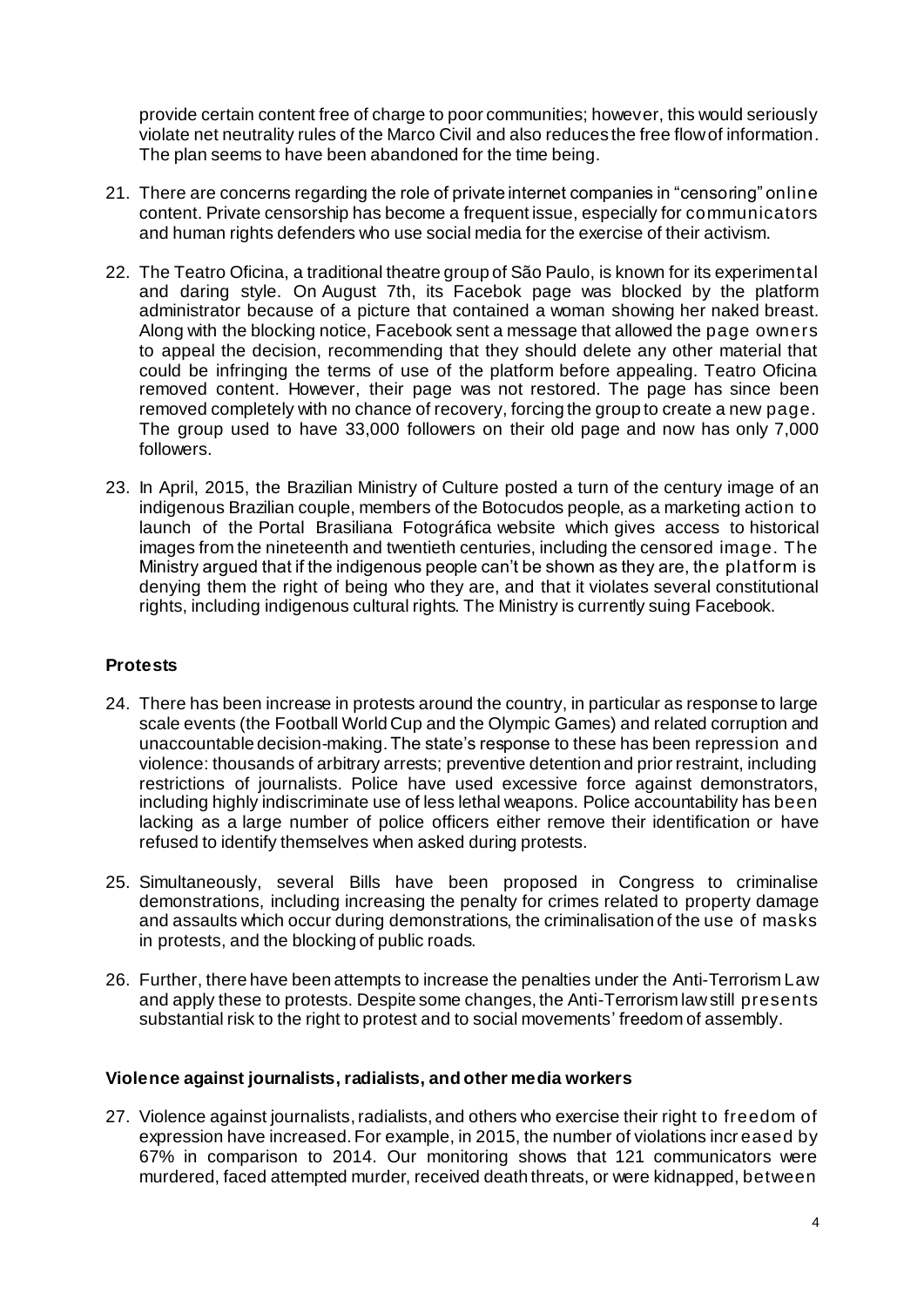provide certain content free of charge to poor communities; however, this would seriously violate net neutrality rules of the Marco Civil and also reduces the free flow of information. The plan seems to have been abandoned for the time being.

21. There are concerns regarding the role of private internet companies in "censoring" online content. Private censorship has become a frequent issue, especially for communicators and human rights defenders who use social media for the exercise of their activism.

22. The Teatro Oficina, a traditional theatre group of São Paulo, is known for its experimental and daring style. On August 7th, its Facebok page was blocked by the platform administrator because of a picture that contained a woman showing her naked breast. Along with the blocking notice, Facebook sent a message that allowed the page owners to appeal the decision, recommending that they should delete any other material that could be infringing the terms of use of the platform before appealing. Teatro Oficina removed content. However, their page was not restored. The page has since been removed completely with no chance of recovery, forcing the group to create a new page. The group used to have 33,000 followers on their old page and now has only 7,000 followers.

23. In April, 2015, the Brazilian Ministry of Culture posted a turn of the century image of an indigenous Brazilian couple, members of the Botocudos people, as a marketing action to launch of the Portal Brasiliana Fotográfica website which gives access to historical images from the nineteenth and twentieth centuries, including the censored image. The Ministry argued that if the indigenous people can't be shown as they are, the platform is denying them the right of being who they are, and that it violates several constitutional rights, including indigenous cultural rights. The Ministry is currently suing Facebook.

### Protests

24. There has been increase in protests around the country, in particular as response to large scale events (the Football World Cup and the Olympic Games) and related corruption and unaccountable decision-making. The state's response to these has been repression and violence: thousands of arbitrary arrests; preventive detention and prior restraint, including restrictions of journalists. Police have used excessive force against demonstrators, including highly indiscriminate use of less lethal weapons. Police accountability has been lacking as a large number of police officers either remove their identification or have refused to identify themselves when asked during protests.

25. Simultaneously, several Bills have been proposed in Congress to criminalise demonstrations, including increasing the penalty for crimes related to property damage and assaults which occur during demonstrations, the criminalisation of the use of masks in protests, and the blocking of public roads.

26. Further, there have been attempts to increase the penalties under the Anti-Terrorism Law and apply these to protests. Despite some changes, the Anti-Terrorism law still presents substantial risk to the right to protest and to social movements' freedom of assembly.

### Violence against journalists, radialists, and other media workers

27. Violence against journalists, radialists, and others who exercise their right to freedom of expression have increased. For example, in 2015, the number of violations increased by 67% in comparison to 2014. Our monitoring shows that 121 communicators were murdered, faced attempted murder, received death threats, or were kidnapped, between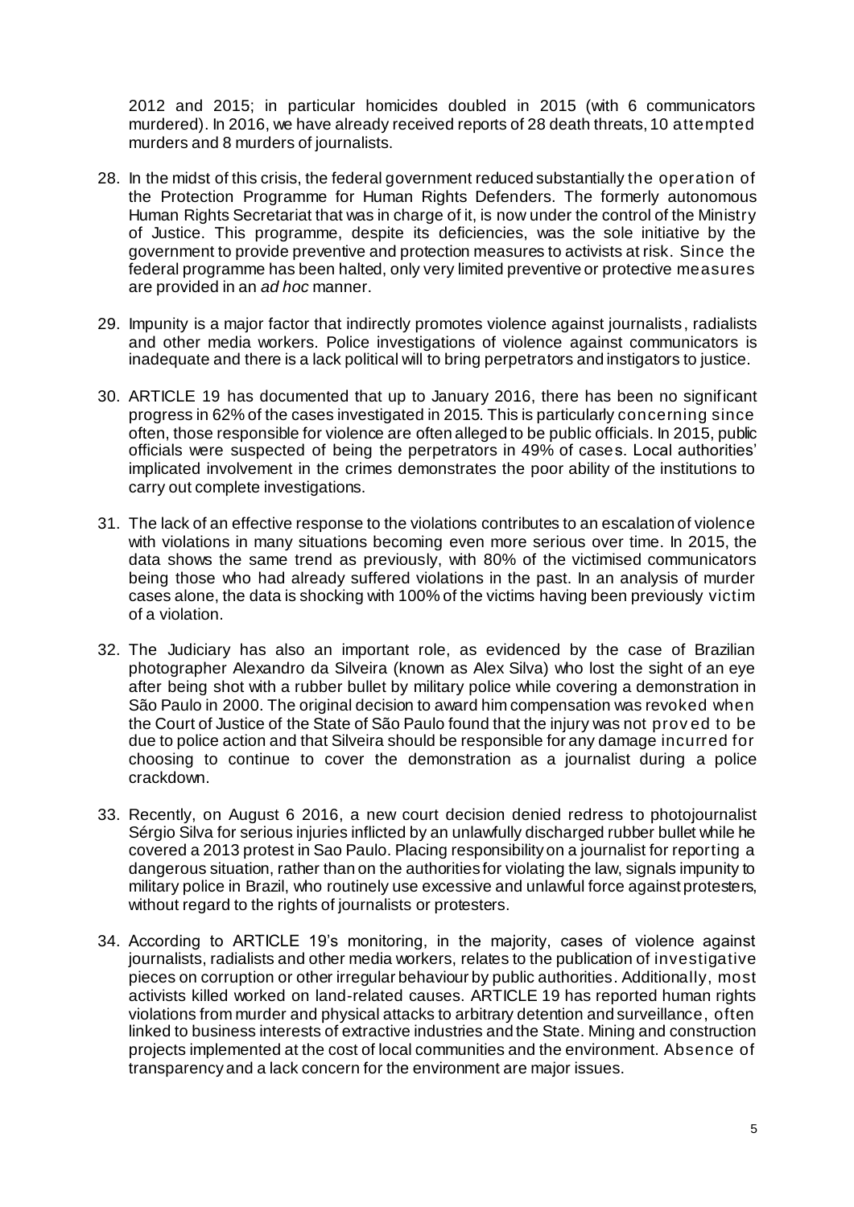2012 and 2015; in particular homicides doubled in 2015 (with 6 communicators murdered). In 2016, we have already received reports of 28 death threats, 10 attempted murders and 8 murders of journalists.

28. In the midst of this crisis, the federal government reduced substantially the operation of the Protection Programme for Human Rights Defenders. The formerly autonomous Human Rights Secretariat that was in charge of it, is now under the control of the Ministry of Justice. This programme, despite its deficiencies, was the sole initiative by the government to provide preventive and protection measures to activists at risk. Since the federal programme has been halted, only very limited preventive or protective measures are provided in an *ad hoc* manner.

29. Impunity is a major factor that indirectly promotes violence against journalists, radialists and other media workers. Police investigations of violence against communicators is inadequate and there is a lack political will to bring perpetrators and instigators to justice.

30. ARTICLE 19 has documented that up to January 2016, there has been no significant progress in 62% of the cases investigated in 2015. This is particularly concerning since often, those responsible for violence are often alleged to be public officials. In 2015, public officials were suspected of being the perpetrators in 49% of cases. Local authorities' implicated involvement in the crimes demonstrates the poor ability of the institutions to carry out complete investigations.

31. The lack of an effective response to the violations contributes to an escalation of violence with violations in many situations becoming even more serious over time. In 2015, the data shows the same trend as previously, with 80% of the victimised communicators being those who had already suffered violations in the past. In an analysis of murder cases alone, the data is shocking with 100% of the victims having been previously victim of a violation.

32. The Judiciary has also an important role, as evidenced by the case of Brazilian photographer Alexandro da Silveira (known as Alex Silva) who lost the sight of an eye after being shot with a rubber bullet by military police while covering a demonstration in São Paulo in 2000. The original decision to award him compensation was revoked when the Court of Justice of the State of São Paulo found that the injury was not proved to be due to police action and that Silveira should be responsible for any damage incurred for choosing to continue to cover the demonstration as a journalist during a police crackdown.

33. Recently, on August 6 2016, a new court decision denied redress to photojournalist Sérgio Silva for serious injuries inflicted by an unlawfully discharged rubber bullet while he covered a 2013 protest in Sao Paulo. Placing responsibility on a journalist for reporting a dangerous situation, rather than on the authorities for violating the law, signals impunity to military police in Brazil, who routinely use excessive and unlawful force against protesters, without regard to the rights of journalists or protesters.

34. According to ARTICLE 19's monitoring, in the majority, cases of violence against journalists, radialists and other media workers, relates to the publication of investigative pieces on corruption or other irregular behaviour by public authorities. Additionally, most activists killed worked on land-related causes. ARTICLE 19 has reported human rights violations from murder and physical attacks to arbitrary detention and surveillance, often linked to business interests of extractive industries and the State. Mining and construction projects implemented at the cost of local communities and the environment. Absence of transparency and a lack concern for the environment are major issues.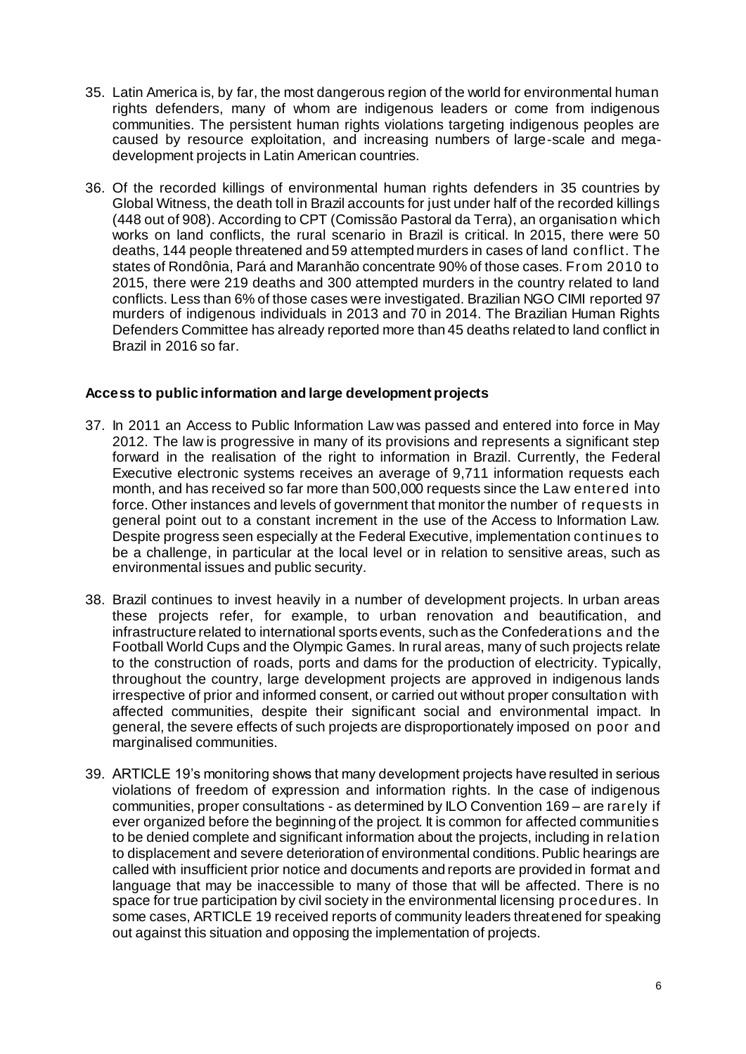35. Latin America is, by far, the most dangerous region of the world for environmental human rights defenders, many of whom are indigenous leaders or come from indigenous communities. The persistent human rights violations targeting indigenous peoples are caused by resource exploitation, and increasing numbers of large-scale and mega-development projects in Latin American countries.

36. Of the recorded killings of environmental human rights defenders in 35 countries by Global Witness, the death toll in Brazil accounts for just under half of the recorded killings (448 out of 908). According to CPT (Comissão Pastoral da Terra), an organisation which works on land conflicts, the rural scenario in Brazil is critical. In 2015, there were 50 deaths, 144 people threatened and 59 attempted murders in cases of land conflict. The states of Rondônia, Pará and Maranhão concentrate 90% of those cases. From 2010 to 2015, there were 219 deaths and 300 attempted murders in the country related to land conflicts. Less than 6% of those cases were investigated. Brazilian NGO CIMI reported 97 murders of indigenous individuals in 2013 and 70 in 2014. The Brazilian Human Rights Defenders Committee has already reported more than 45 deaths related to land conflict in Brazil in 2016 so far.

**Access to public information and large development projects**

37. In 2011 an Access to Public Information Law was passed and entered into force in May 2012. The law is progressive in many of its provisions and represents a significant step forward in the realisation of the right to information in Brazil. Currently, the Federal Executive electronic systems receives an average of 9,711 information requests each month, and has received so far more than 500,000 requests since the Law entered into force. Other instances and levels of government that monitor the number of requests in general point out to a constant increment in the use of the Access to Information Law. Despite progress seen especially at the Federal Executive, implementation continues to be a challenge, in particular at the local level or in relation to sensitive areas, such as environmental issues and public security.

38. Brazil continues to invest heavily in a number of development projects. In urban areas these projects refer, for example, to urban renovation and beautification, and infrastructure related to international sports events, such as the Confederations and the Football World Cups and the Olympic Games. In rural areas, many of such projects relate to the construction of roads, ports and dams for the production of electricity. Typically, throughout the country, large development projects are approved in indigenous lands irrespective of prior and informed consent, or carried out without proper consultation with affected communities, despite their significant social and environmental impact. In general, the severe effects of such projects are disproportionately imposed on poor and marginalised communities.

39. ARTICLE 19's monitoring shows that many development projects have resulted in serious violations of freedom of expression and information rights. In the case of indigenous communities, proper consultations - as determined by ILO Convention 169 – are rarely if ever organized before the beginning of the project. It is common for affected communities to be denied complete and significant information about the projects, including in relation to displacement and severe deterioration of environmental conditions. Public hearings are called with insufficient prior notice and documents and reports are provided in format and language that may be inaccessible to many of those that will be affected. There is no space for true participation by civil society in the environmental licensing procedures. In some cases, ARTICLE 19 received reports of community leaders threatened for speaking out against this situation and opposing the implementation of projects.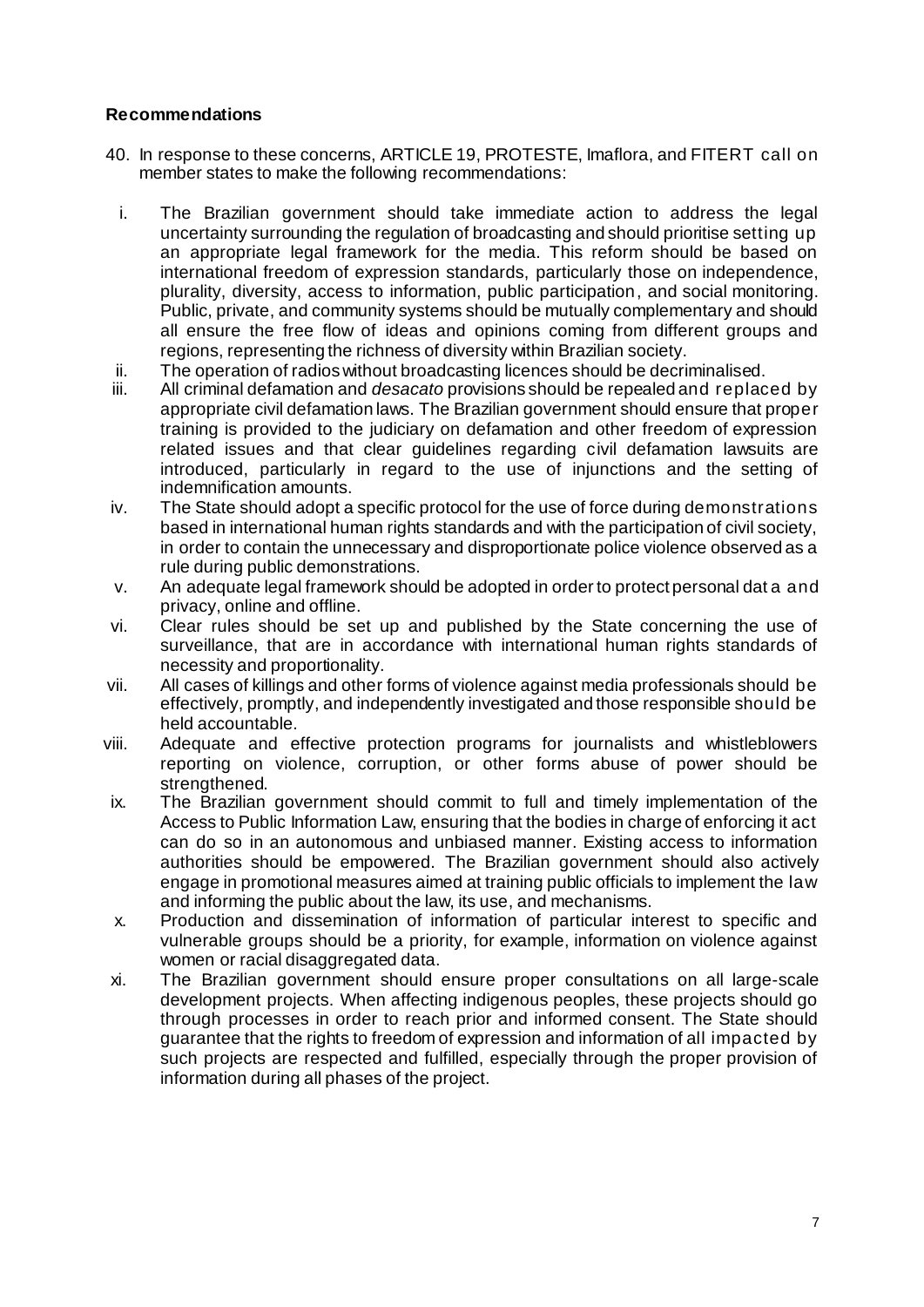**Recommendations**

40. In response to these concerns, ARTICLE 19, PROTESTE, Imaflora, and FITERT call on member states to make the following recommendations:

    i. The Brazilian government should take immediate action to address the legal uncertainty surrounding the regulation of broadcasting and should prioritise setting up an appropriate legal framework for the media. This reform should be based on international freedom of expression standards, particularly those on independence, plurality, diversity, access to information, public participation, and social monitoring. Public, private, and community systems should be mutually complementary and should all ensure the free flow of ideas and opinions coming from different groups and regions, representing the richness of diversity within Brazilian society.
    ii. The operation of radios without broadcasting licences should be decriminalised.
    iii. All criminal defamation and *desacato* provisions should be repealed and replaced by appropriate civil defamation laws. The Brazilian government should ensure that proper training is provided to the judiciary on defamation and other freedom of expression related issues and that clear guidelines regarding civil defamation lawsuits are introduced, particularly in regard to the use of injunctions and the setting of indemnification amounts.
    iv. The State should adopt a specific protocol for the use of force during demonstrations based in international human rights standards and with the participation of civil society, in order to contain the unnecessary and disproportionate police violence observed as a rule during public demonstrations.
    v. An adequate legal framework should be adopted in order to protect personal data and privacy, online and offline.
    vi. Clear rules should be set up and published by the State concerning the use of surveillance, that are in accordance with international human rights standards of necessity and proportionality.
    vii. All cases of killings and other forms of violence against media professionals should be effectively, promptly, and independently investigated and those responsible should be held accountable.
    viii. Adequate and effective protection programs for journalists and whistleblowers reporting on violence, corruption, or other forms abuse of power should be strengthened.
    ix. The Brazilian government should commit to full and timely implementation of the Access to Public Information Law, ensuring that the bodies in charge of enforcing it act can do so in an autonomous and unbiased manner. Existing access to information authorities should be empowered. The Brazilian government should also actively engage in promotional measures aimed at training public officials to implement the law and informing the public about the law, its use, and mechanisms.
    x. Production and dissemination of information of particular interest to specific and vulnerable groups should be a priority, for example, information on violence against women or racial disaggregated data.
    xi. The Brazilian government should ensure proper consultations on all large-scale development projects. When affecting indigenous peoples, these projects should go through processes in order to reach prior and informed consent. The State should guarantee that the rights to freedom of expression and information of all impacted by such projects are respected and fulfilled, especially through the proper provision of information during all phases of the project.